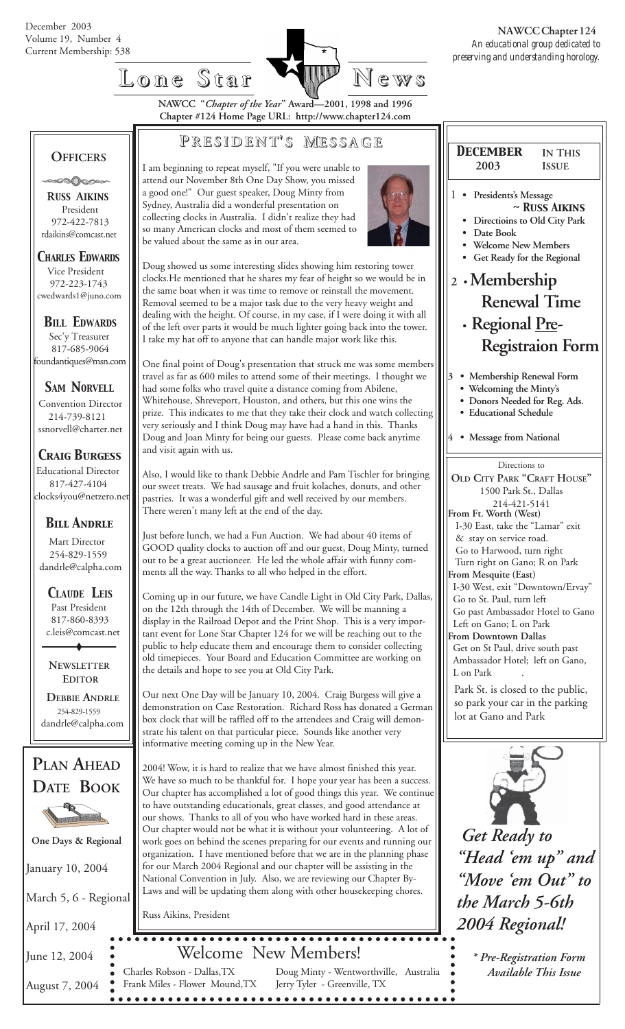December 2003
Volume 19, Number 4
Current Membership: 538

**NAWCC Chapter 124**
*An educational group dedicated to preserving and understanding horology.*

# Lone Star News

**NAWCC "*Chapter of the Year*" Award—2001, 1998 and 1996**
**Chapter #124 Home Page URL: http://www.chapter124.com**

## Officers

**Russ Aikins**
President
972-422-7813
rdaikins@comcast.net

**Charles Edwards**
Vice President
972-223-1743
cwedwards1@juno.com

**Bill Edwards**
Sec'y Treasurer
817-685-9064
foundantiques@msn.com

**Sam Norvell**
Convention Director
214-739-8121
ssnorvell@charter.net

**Craig Burgess**
Educational Director
817-427-4104
clocks4you@netzero.net

**Bill Andrle**
Mart Director
254-829-1559
dandrle@calpha.com

**Claude Leis**
Past President
817-860-8393
c.leis@comcast.net

**Newsletter Editor**

**Debbie Andrle**
254-829-1559
dandrle@calpha.com

## President's Message

I am beginning to repeat myself, "If you were unable to attend our November 8th One Day Show, you missed a good one!" Our guest speaker, Doug Minty from Sydney, Australia did a wonderful presentation on collecting clocks in Australia. I didn't realize they had so many American clocks and most of them seemed to be valued about the same as in our area.

Doug showed us some interesting slides showing him restoring tower clocks.He mentioned that he shares my fear of height so we would be in the same boat when it was time to remove or reinstall the movement. Removal seemed to be a major task due to the very heavy weight and dealing with the height. Of course, in my case, if I were doing it with all of the left over parts it would be much lighter going back into the tower. I take my hat off to anyone that can handle major work like this.

One final point of Doug's presentation that struck me was some members travel as far as 600 miles to attend some of their meetings. I thought we had some folks who travel quite a distance coming from Abilene, Whitehouse, Shreveport, Houston, and others, but this one wins the prize. This indicates to me that they take their clock and watch collecting very seriously and I think Doug may have had a hand in this. Thanks Doug and Joan Minty for being our guests. Please come back anytime and visit again with us.

Also, I would like to thank Debbie Andrle and Pam Tischler for bringing our sweet treats. We had sausage and fruit kolaches, donuts, and other pastries. It was a wonderful gift and well received by our members. There weren't many left at the end of the day.

Just before lunch, we had a Fun Auction. We had about 40 items of GOOD quality clocks to auction off and our guest, Doug Minty, turned out to be a great auctioneer. He led the whole affair with funny comments all the way. Thanks to all who helped in the effort.

Coming up in our future, we have Candle Light in Old City Park, Dallas, on the 12th through the 14th of December. We will be manning a display in the Railroad Depot and the Print Shop. This is a very important event for Lone Star Chapter 124 for we will be reaching out to the public to help educate them and encourage them to consider collecting old timepieces. Your Board and Education Committee are working on the details and hope to see you at Old City Park.

Our next One Day will be January 10, 2004. Craig Burgess will give a demonstration on Case Restoration. Richard Ross has donated a German box clock that will be raffled off to the attendees and Craig will demonstrate his talent on that particular piece. Sounds like another very informative meeting coming up in the New Year.

2004! Wow, it is hard to realize that we have almost finished this year. We have so much to be thankful for. I hope your year has been a success. Our chapter has accomplished a lot of good things this year. We continue to have outstanding educationals, great classes, and good attendance at our shows. Thanks to all of you who have worked hard in these areas. Our chapter would not be what it is without your volunteering. A lot of work goes on behind the scenes preparing for our events and running our organization. I have mentioned before that we are in the planning phase for our March 2004 Regional and our chapter will be assisting in the National Convention in July. Also, we are reviewing our Chapter By-Laws and will be updating them along with other housekeeping chores.

Russ Aikins, President

## December 2003 — In This Issue

1
- Presidents's Message ~ Russ Aikins
- Directioins to Old City Park
- Date Book
- Welcome New Members
- Get Ready for the Regional

2
- **Membership Renewal Time**
- **Regional Pre-Registraion Form**

3
- Membership Renewal Form
- Welcoming the Minty's
- Donors Needed for Reg. Ads.
- Educational Schedule

4
- Message from National

### Directions to Old City Park "Craft House"

1500 Park St., Dallas
214-421-5141

**From Ft. Worth (West)**
I-30 East, take the "Lamar" exit & stay on service road.
Go to Harwood, turn right
Turn right on Gano; R on Park

**From Mesquite (East)**
I-30 West, exit "Downtown/Ervay"
Go to St. Paul, turn left
Go past Ambassador Hotel to Gano
Left on Gano; L on Park

**From Downtown Dallas**
Get on St Paul, drive south past Ambassador Hotel; left on Gano, L on Park

Park St. is closed to the public, so park your car in the parking lot at Gano and Park

## Plan Ahead Date Book

**One Days & Regional**

January 10, 2004

March 5, 6 - Regional

April 17, 2004

June 12, 2004

August 7, 2004

*Get Ready to "Head 'em up" and "Move 'em Out" to the March 5-6th 2004 Regional!*

*\* Pre-Registration Form Available This Issue*

## Welcome New Members!

Charles Robson - Dallas,TX
Frank Miles - Flower Mound,TX
Doug Minty - Wentworthville, Australia
Jerry Tyler - Greenville, TX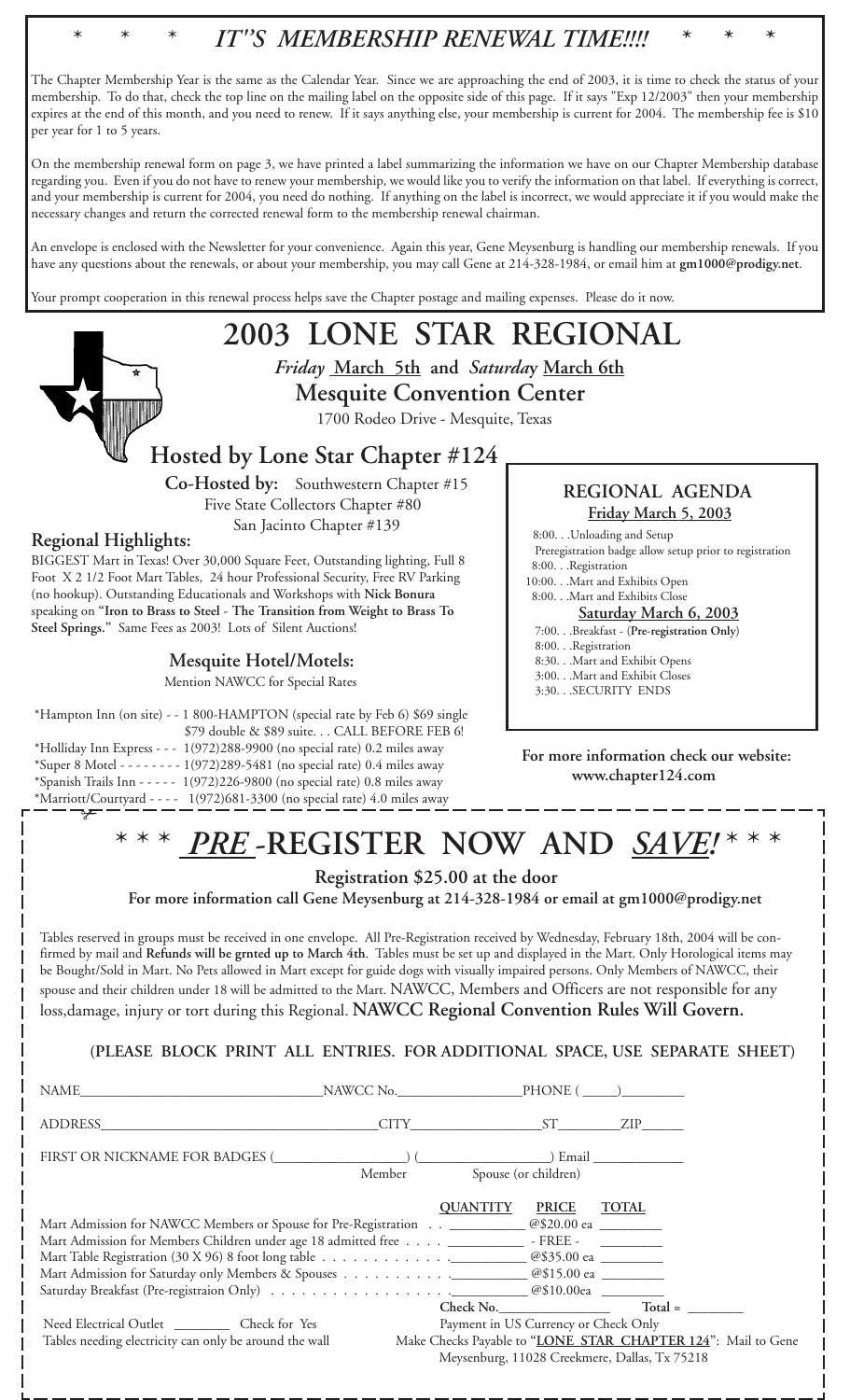# * * * *IT''S MEMBERSHIP RENEWAL TIME!!!!* * * *

The Chapter Membership Year is the same as the Calendar Year. Since we are approaching the end of 2003, it is time to check the status of your membership. To do that, check the top line on the mailing label on the opposite side of this page. If it says "Exp 12/2003" then your membership expires at the end of this month, and you need to renew. If it says anything else, your membership is current for 2004. The membership fee is $10 per year for 1 to 5 years.

On the membership renewal form on page 3, we have printed a label summarizing the information we have on our Chapter Membership database regarding you. Even if you do not have to renew your membership, we would like you to verify the information on that label. If everything is correct, and your membership is current for 2004, you need do nothing. If anything on the label is incorrect, we would appreciate it if you would make the necessary changes and return the corrected renewal form to the membership renewal chairman.

An envelope is enclosed with the Newsletter for your convenience. Again this year, Gene Meysenburg is handling our membership renewals. If you have any questions about the renewals, or about your membership, you may call Gene at 214-328-1984, or email him at **gm1000@prodigy.net**.

Your prompt cooperation in this renewal process helps save the Chapter postage and mailing expenses. Please do it now.

# 2003 LONE STAR REGIONAL

***Friday* March 5th and *Saturday* March 6th**

**Mesquite Convention Center**

1700 Rodeo Drive - Mesquite, Texas

## Hosted by Lone Star Chapter #124

**Co-Hosted by:** Southwestern Chapter #15
Five State Collectors Chapter #80
San Jacinto Chapter #139

### Regional Highlights:

BIGGEST Mart in Texas! Over 30,000 Square Feet, Outstanding lighting, Full 8 Foot X 2 1/2 Foot Mart Tables, 24 hour Professional Security, Free RV Parking (no hookup). Outstanding Educationals and Workshops with **Nick Bonura** speaking on "**Iron to Brass to Steel - The Transition from Weight to Brass To Steel Springs.**" Same Fees as 2003! Lots of Silent Auctions!

### Mesquite Hotel/Motels:

Mention NAWCC for Special Rates

*Hampton Inn (on site) - - 1 800-HAMPTON (special rate by Feb 6) $69 single
$79 double & $89 suite. . . CALL BEFORE FEB 6!
*Holliday Inn Express - - - 1(972)288-9900 (no special rate) 0.2 miles away
*Super 8 Motel - - - - - - - - 1(972)289-5481 (no special rate) 0.4 miles away
*Spanish Trails Inn - - - - - 1(972)226-9800 (no special rate) 0.8 miles away
*Marriott/Courtyard - - - - 1(972)681-3300 (no special rate) 4.0 miles away

### REGIONAL AGENDA

**Friday March 5, 2003**

8:00. . .Unloading and Setup
Preregistration badge allow setup prior to registration
8:00. . .Registration
10:00. . .Mart and Exhibits Open
8:00. . .Mart and Exhibits Close

**Saturday March 6, 2003**

7:00. . .Breakfast - (**Pre-registration Only**)
8:00. . .Registration
8:30. . .Mart and Exhibit Opens
3:00. . .Mart and Exhibit Closes
3:30. . .SECURITY ENDS

**For more information check our website: www.chapter124.com**

# * * * *PRE* -REGISTER NOW AND *SAVE!* * * *

**Registration $25.00 at the door**

**For more information call Gene Meysenburg at 214-328-1984 or email at gm1000@prodigy.net**

Tables reserved in groups must be received in one envelope. All Pre-Registration received by Wednesday, February 18th, 2004 will be confirmed by mail and **Refunds will be grnted up to March 4th**. Tables must be set up and displayed in the Mart. Only Horological items may be Bought/Sold in Mart. No Pets allowed in Mart except for guide dogs with visually impaired persons. Only Members of NAWCC, their spouse and their children under 18 will be admitted to the Mart. NAWCC, Members and Officers are not responsible for any loss,damage, injury or tort during this Regional. **NAWCC Regional Convention Rules Will Govern.**

**(PLEASE BLOCK PRINT ALL ENTRIES. FOR ADDITIONAL SPACE, USE SEPARATE SHEET)**

NAME________________________________ NAWCC No.________________ PHONE ( _____)_________

ADDRESS________________________________________ CITY__________________ ST_________ ZIP______

FIRST OR NICKNAME FOR BADGES (__________________) (__________________) Email _____________
Member Spouse (or children)

| | QUANTITY | PRICE | TOTAL |
|---|---|---|---|
| Mart Admission for NAWCC Members or Spouse for Pre-Registration | ________ | @$20.00 ea | ________ |
| Mart Admission for Members Children under age 18 admitted free | ________ | - FREE - | ________ |
| Mart Table Registration (30 X 96) 8 foot long table | ________ | @$35.00 ea | ________ |
| Mart Admission for Saturday only Members & Spouses | ________ | @$15.00 ea | ________ |
| Saturday Breakfast (Pre-registraion Only) | ________ | @$10.00ea | ________ |
| | Check No.________ | | Total = ________ |

Need Electrical Outlet ________ Check for Yes
Tables needing electricity can only be around the wall

Payment in US Currency or Check Only
Make Checks Payable to "**LONE STAR CHAPTER 124**": Mail to Gene Meysenburg, 11028 Creekmere, Dallas, Tx 75218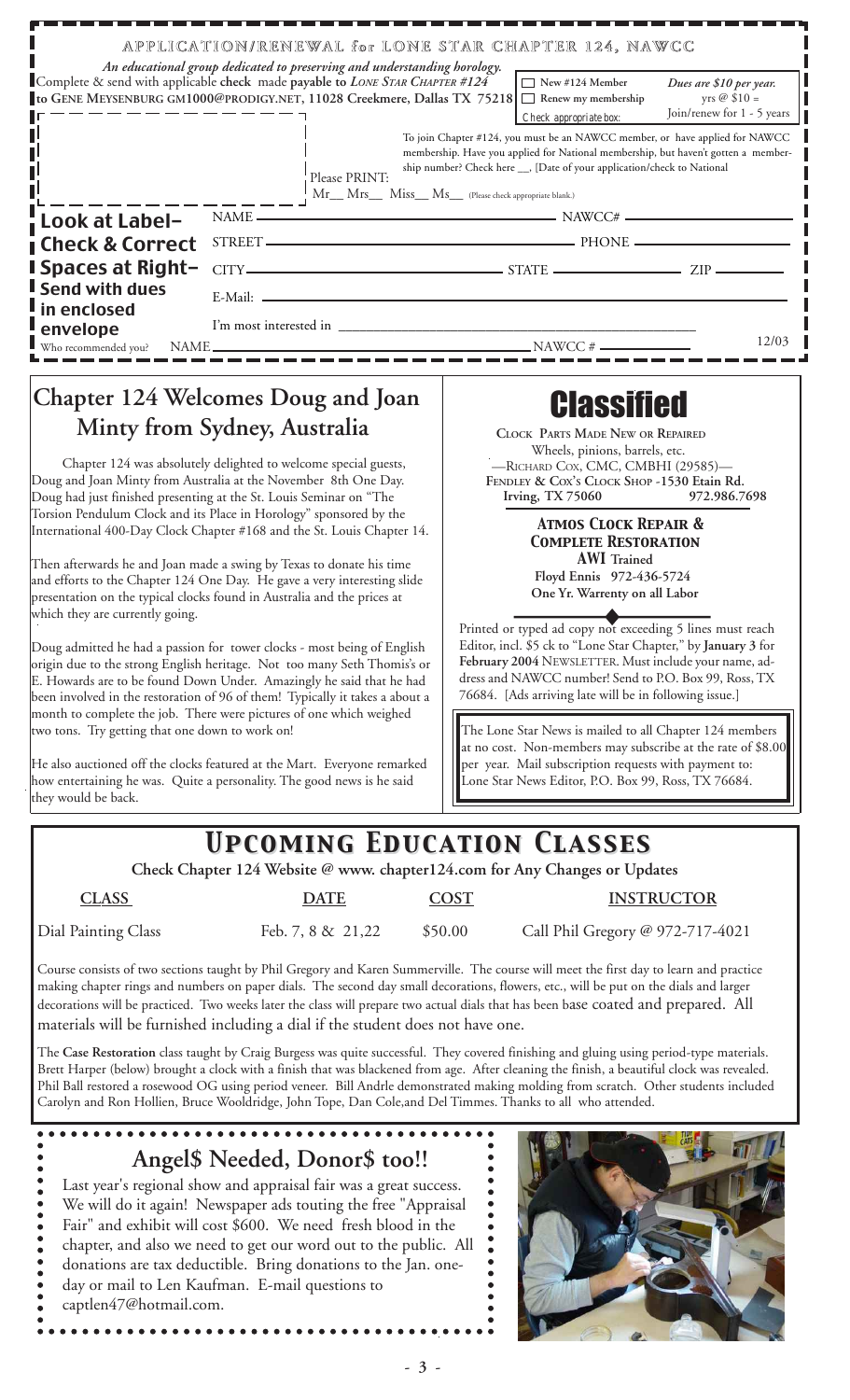# APPLICATION/RENEWAL for LONE STAR CHAPTER 124, NAWCC

*An educational group dedicated to preserving and understanding horology.*

Complete & send with applicable **check** made **payable to** *LONE STAR CHAPTER #124* **to GENE MEYSENBURG GM1000@PRODIGY.NET, 11028 Creekmere, Dallas TX 75218**

☐ New #124 Member
☐ Renew my membership
Check appropriate box:

*Dues are $10 per year.*
yrs @ $10 =
Join/renew for 1 - 5 years

To join Chapter #124, you must be an NAWCC member, or have applied for NAWCC membership. Have you applied for National membership, but haven't gotten a membership number? Check here __, [Date of your application/check to National

Please PRINT:
Mr__ Mrs__ Miss__ Ms__ (Please check appropriate blank.)

**Look at Label– Check & Correct Spaces at Right– Send with dues in enclosed envelope**

NAME ______ NAWCC# ______
STREET ______ PHONE ______
CITY ______ STATE ______ ZIP ______
E-Mail: ______
I'm most interested in ______
Who recommended you? NAME ______ NAWCC # ______

12/03

## Chapter 124 Welcomes Doug and Joan Minty from Sydney, Australia

Chapter 124 was absolutely delighted to welcome special guests, Doug and Joan Minty from Australia at the November 8th One Day. Doug had just finished presenting at the St. Louis Seminar on "The Torsion Pendulum Clock and its Place in Horology" sponsored by the International 400-Day Clock Chapter #168 and the St. Louis Chapter 14.

Then afterwards he and Joan made a swing by Texas to donate his time and efforts to the Chapter 124 One Day. He gave a very interesting slide presentation on the typical clocks found in Australia and the prices at which they are currently going.

Doug admitted he had a passion for tower clocks - most being of English origin due to the strong English heritage. Not too many Seth Thomis's or E. Howards are to be found Down Under. Amazingly he said that he had been involved in the restoration of 96 of them! Typically it takes a about a month to complete the job. There were pictures of one which weighed two tons. Try getting that one down to work on!

He also auctioned off the clocks featured at the Mart. Everyone remarked how entertaining he was. Quite a personality. The good news is he said they would be back.

# Classified

**CLOCK PARTS MADE NEW OR REPAIRED**
Wheels, pinions, barrels, etc.
—RICHARD COX, CMC, CMBHI (29585)—
FENDLEY & COX'S CLOCK SHOP -1530 Etain Rd.
Irving, TX 75060 972.986.7698

***ATMOS CLOCK REPAIR & COMPLETE RESTORATION***
**AWI Trained**
**Floyd Ennis 972-436-5724**
**One Yr. Warrenty on all Labor**

Printed or typed ad copy not exceeding 5 lines must reach Editor, incl. $5 ck to "Lone Star Chapter," by **January 3** for **February 2004** NEWSLETTER. Must include your name, address and NAWCC number! Send to P.O. Box 99, Ross, TX 76684. [Ads arriving late will be in following issue.]

The Lone Star News is mailed to all Chapter 124 members at no cost. Non-members may subscribe at the rate of $8.00 per year. Mail subscription requests with payment to: Lone Star News Editor, P.O. Box 99, Ross, TX 76684.

# *Upcoming Education Classes*

**Check Chapter 124 Website @ www. chapter124.com for Any Changes or Updates**

| CLASS | DATE | COST | INSTRUCTOR |
|---|---|---|---|
| Dial Painting Class | Feb. 7, 8 & 21,22 | $50.00 | Call Phil Gregory @ 972-717-4021 |

Course consists of two sections taught by Phil Gregory and Karen Summerville. The course will meet the first day to learn and practice making chapter rings and numbers on paper dials. The second day small decorations, flowers, etc., will be put on the dials and larger decorations will be practiced. Two weeks later the class will prepare two actual dials that has been base coated and prepared. All materials will be furnished including a dial if the student does not have one.

The **Case Restoration** class taught by Craig Burgess was quite successful. They covered finishing and gluing using period-type materials. Brett Harper (below) brought a clock with a finish that was blackened from age. After cleaning the finish, a beautiful clock was revealed. Phil Ball restored a rosewood OG using period veneer. Bill Andrle demonstrated making molding from scratch. Other students included Carolyn and Ron Hollien, Bruce Wooldridge, John Tope, Dan Cole,and Del Timmes. Thanks to all who attended.

## Angel$ Needed, Donor$ too!!

Last year's regional show and appraisal fair was a great success. We will do it again! Newspaper ads touting the free "Appraisal Fair" and exhibit will cost $600. We need fresh blood in the chapter, and also we need to get our word out to the public. All donations are tax deductible. Bring donations to the Jan. one-day or mail to Len Kaufman. E-mail questions to captlen47@hotmail.com.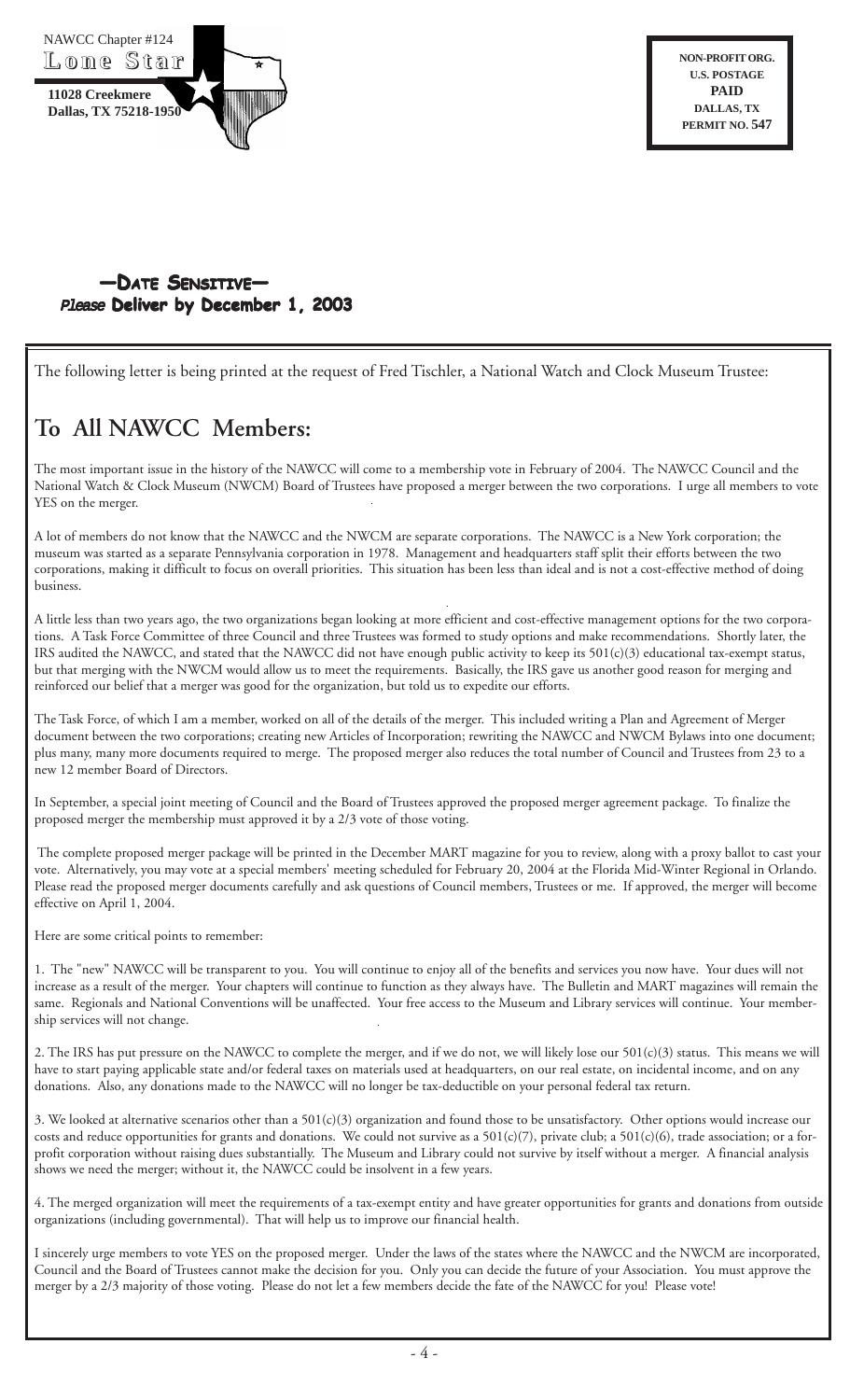NAWCC Chapter #124

Lone Star

11028 Creekmere
Dallas, TX 75218-1950

NON-PROFIT ORG.
U.S. POSTAGE
PAID
DALLAS, TX
PERMIT NO. 547

**—DATE SENSITIVE—**
***Please* Deliver by December 1, 2003**

The following letter is being printed at the request of Fred Tischler, a National Watch and Clock Museum Trustee:

# To All NAWCC Members:

The most important issue in the history of the NAWCC will come to a membership vote in February of 2004. The NAWCC Council and the National Watch & Clock Museum (NWCM) Board of Trustees have proposed a merger between the two corporations. I urge all members to vote YES on the merger.

A lot of members do not know that the NAWCC and the NWCM are separate corporations. The NAWCC is a New York corporation; the museum was started as a separate Pennsylvania corporation in 1978. Management and headquarters staff split their efforts between the two corporations, making it difficult to focus on overall priorities. This situation has been less than ideal and is not a cost-effective method of doing business.

A little less than two years ago, the two organizations began looking at more efficient and cost-effective management options for the two corporations. A Task Force Committee of three Council and three Trustees was formed to study options and make recommendations. Shortly later, the IRS audited the NAWCC, and stated that the NAWCC did not have enough public activity to keep its 501(c)(3) educational tax-exempt status, but that merging with the NWCM would allow us to meet the requirements. Basically, the IRS gave us another good reason for merging and reinforced our belief that a merger was good for the organization, but told us to expedite our efforts.

The Task Force, of which I am a member, worked on all of the details of the merger. This included writing a Plan and Agreement of Merger document between the two corporations; creating new Articles of Incorporation; rewriting the NAWCC and NWCM Bylaws into one document; plus many, many more documents required to merge. The proposed merger also reduces the total number of Council and Trustees from 23 to a new 12 member Board of Directors.

In September, a special joint meeting of Council and the Board of Trustees approved the proposed merger agreement package. To finalize the proposed merger the membership must approved it by a 2/3 vote of those voting.

The complete proposed merger package will be printed in the December MART magazine for you to review, along with a proxy ballot to cast your vote. Alternatively, you may vote at a special members' meeting scheduled for February 20, 2004 at the Florida Mid-Winter Regional in Orlando. Please read the proposed merger documents carefully and ask questions of Council members, Trustees or me. If approved, the merger will become effective on April 1, 2004.

Here are some critical points to remember:

1. The "new" NAWCC will be transparent to you. You will continue to enjoy all of the benefits and services you now have. Your dues will not increase as a result of the merger. Your chapters will continue to function as they always have. The Bulletin and MART magazines will remain the same. Regionals and National Conventions will be unaffected. Your free access to the Museum and Library services will continue. Your membership services will not change.

2. The IRS has put pressure on the NAWCC to complete the merger, and if we do not, we will likely lose our 501(c)(3) status. This means we will have to start paying applicable state and/or federal taxes on materials used at headquarters, on our real estate, on incidental income, and on any donations. Also, any donations made to the NAWCC will no longer be tax-deductible on your personal federal tax return.

3. We looked at alternative scenarios other than a 501(c)(3) organization and found those to be unsatisfactory. Other options would increase our costs and reduce opportunities for grants and donations. We could not survive as a 501(c)(7), private club; a 501(c)(6), trade association; or a for-profit corporation without raising dues substantially. The Museum and Library could not survive by itself without a merger. A financial analysis shows we need the merger; without it, the NAWCC could be insolvent in a few years.

4. The merged organization will meet the requirements of a tax-exempt entity and have greater opportunities for grants and donations from outside organizations (including governmental). That will help us to improve our financial health.

I sincerely urge members to vote YES on the proposed merger. Under the laws of the states where the NAWCC and the NWCM are incorporated, Council and the Board of Trustees cannot make the decision for you. Only you can decide the future of your Association. You must approve the merger by a 2/3 majority of those voting. Please do not let a few members decide the fate of the NAWCC for you! Please vote!